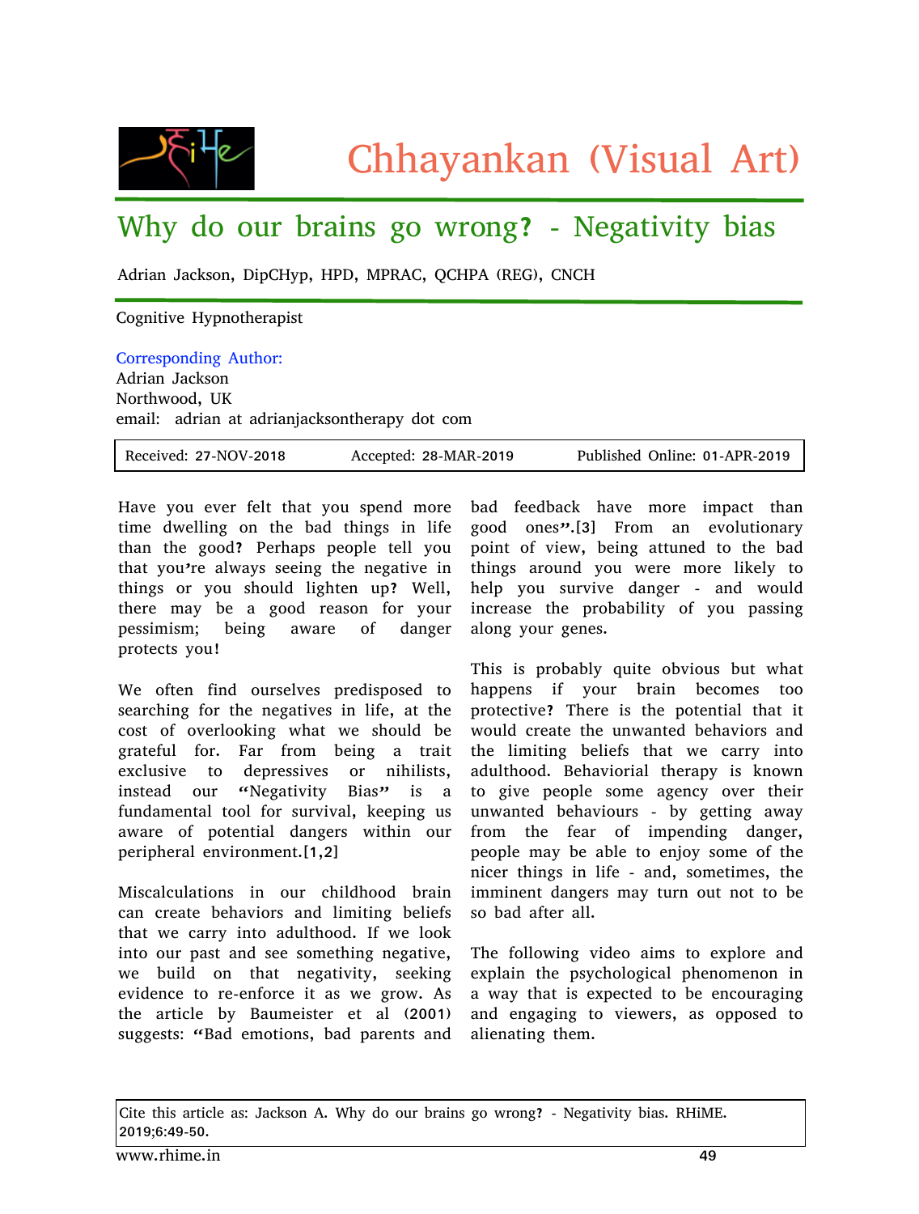# Chhayankan (Visual Art)

## Why do our brains go wrong? - Negativity bias

Adrian Jackson, DipCHyp, HPD, MPRAC, QCHPA (REG), CNCH

Cognitive Hypnotherapist

Corresponding Author:
Adrian Jackson
Northwood, UK
email: adrian at adrianjacksontherapy dot com

Received: 27-NOV-2018 | Accepted: 28-MAR-2019 | Published Online: 01-APR-2019

Have you ever felt that you spend more time dwelling on the bad things in life than the good? Perhaps people tell you that you're always seeing the negative in things or you should lighten up? Well, there may be a good reason for your pessimism; being aware of danger protects you!

We often find ourselves predisposed to searching for the negatives in life, at the cost of overlooking what we should be grateful for. Far from being a trait exclusive to depressives or nihilists, instead our "Negativity Bias" is a fundamental tool for survival, keeping us aware of potential dangers within our peripheral environment.[1,2]

Miscalculations in our childhood brain can create behaviors and limiting beliefs that we carry into adulthood. If we look into our past and see something negative, we build on that negativity, seeking evidence to re-enforce it as we grow. As the article by Baumeister et al (2001) suggests: "Bad emotions, bad parents and bad feedback have more impact than good ones".[3] From an evolutionary point of view, being attuned to the bad things around you were more likely to help you survive danger - and would increase the probability of you passing along your genes.

This is probably quite obvious but what happens if your brain becomes too protective? There is the potential that it would create the unwanted behaviors and the limiting beliefs that we carry into adulthood. Behaviorial therapy is known to give people some agency over their unwanted behaviours - by getting away from the fear of impending danger, people may be able to enjoy some of the nicer things in life - and, sometimes, the imminent dangers may turn out not to be so bad after all.

The following video aims to explore and explain the psychological phenomenon in a way that is expected to be encouraging and engaging to viewers, as opposed to alienating them.

Cite this article as: Jackson A. Why do our brains go wrong? - Negativity bias. RHiME. 2019;6:49-50.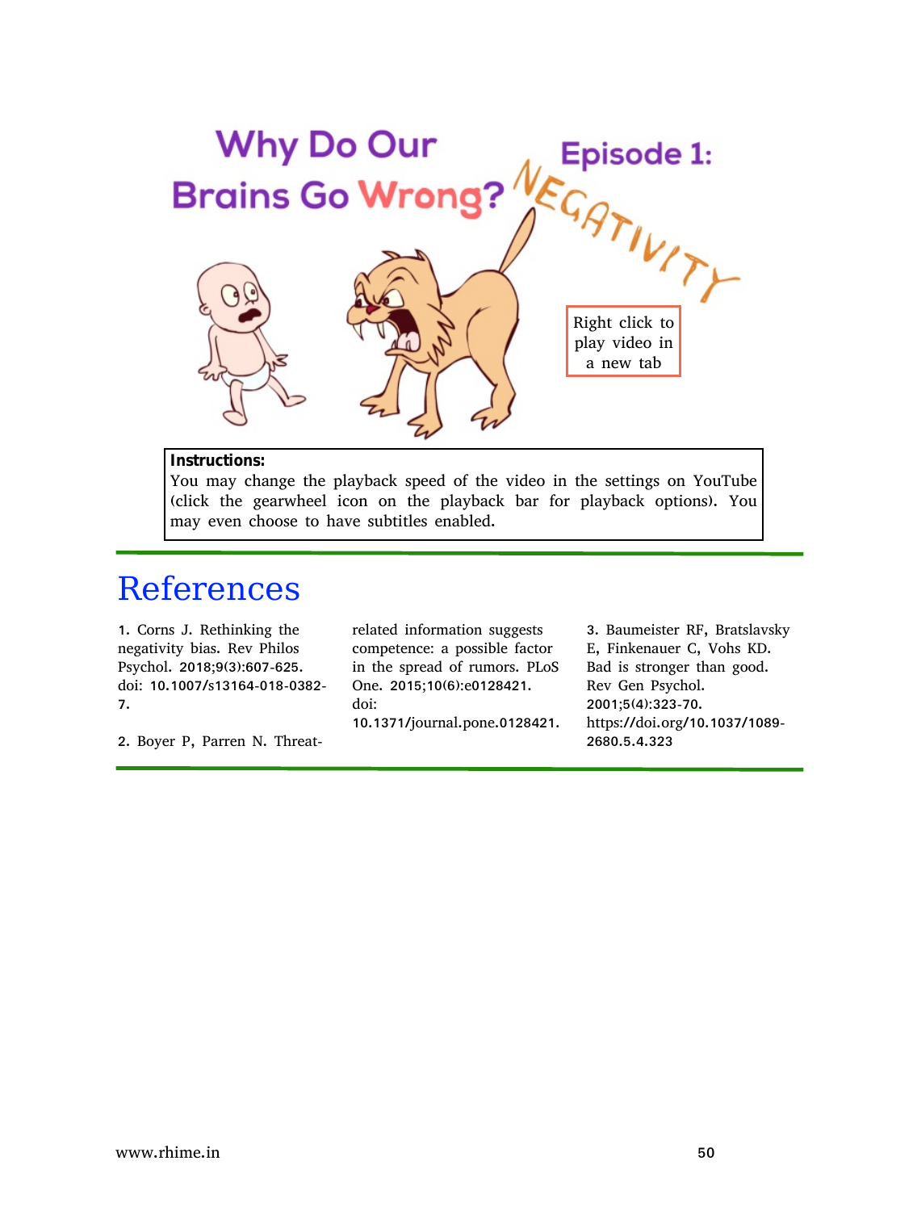Why Do Our Brains Go Wrong? Episode 1: NEGATIVITY

Right click to play video in a new tab

**Instructions:**
You may change the playback speed of the video in the settings on YouTube (click the gearwheel icon on the playback bar for playback options). You may even choose to have subtitles enabled.

# References

1. Corns J. Rethinking the negativity bias. Rev Philos Psychol. 2018;9(3):607-625. doi: 10.1007/s13164-018-0382-7.

2. Boyer P, Parren N. Threat-related information suggests competence: a possible factor in the spread of rumors. PLoS One. 2015;10(6):e0128421. doi: 10.1371/journal.pone.0128421.

3. Baumeister RF, Bratslavsky E, Finkenauer C, Vohs KD. Bad is stronger than good. Rev Gen Psychol. 2001;5(4):323-70. https://doi.org/10.1037/1089-2680.5.4.323